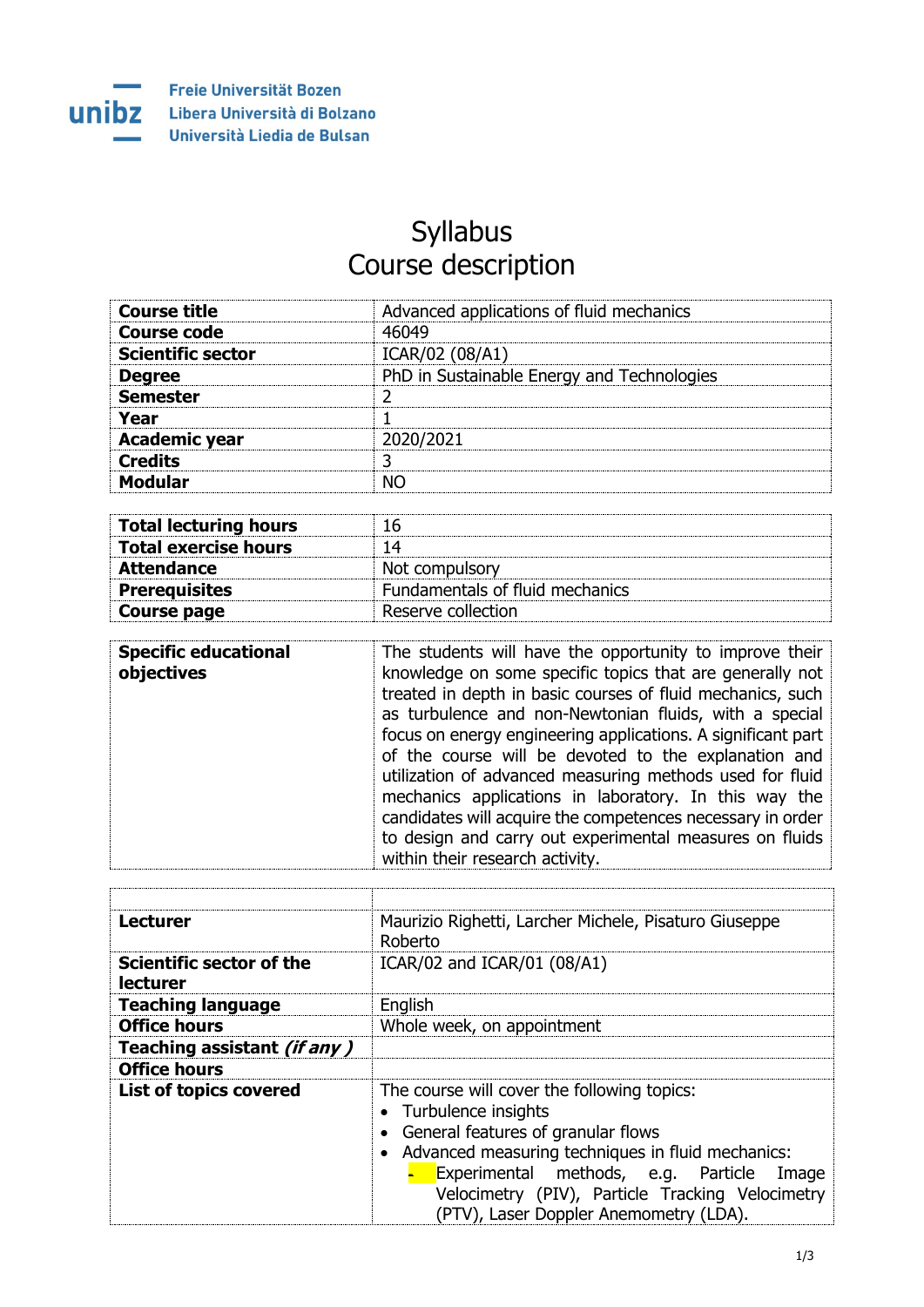Freie Universität Bozen
Libera Università di Bolzano
Università Liedia de Bulsan

# Syllabus
# Course description

| | |
|---|---|
| **Course title** | Advanced applications of fluid mechanics |
| **Course code** | 46049 |
| **Scientific sector** | ICAR/02 (08/A1) |
| **Degree** | PhD in Sustainable Energy and Technologies |
| **Semester** | 2 |
| **Year** | 1 |
| **Academic year** | 2020/2021 |
| **Credits** | 3 |
| **Modular** | NO |

| | |
|---|---|
| **Total lecturing hours** | 16 |
| **Total exercise hours** | 14 |
| **Attendance** | Not compulsory |
| **Prerequisites** | Fundamentals of fluid mechanics |
| **Course page** | Reserve collection |

| | |
|---|---|
| **Specific educational objectives** | The students will have the opportunity to improve their knowledge on some specific topics that are generally not treated in depth in basic courses of fluid mechanics, such as turbulence and non-Newtonian fluids, with a special focus on energy engineering applications. A significant part of the course will be devoted to the explanation and utilization of advanced measuring methods used for fluid mechanics applications in laboratory. In this way the candidates will acquire the competences necessary in order to design and carry out experimental measures on fluids within their research activity. |

| | |
|---|---|
| | |
| **Lecturer** | Maurizio Righetti, Larcher Michele, Pisaturo Giuseppe Roberto |
| **Scientific sector of the lecturer** | ICAR/02 and ICAR/01 (08/A1) |
| **Teaching language** | English |
| **Office hours** | Whole week, on appointment |
| **Teaching assistant *(if any)*** | |
| **Office hours** | |
| **List of topics covered** | The course will cover the following topics:<br>• Turbulence insights<br>• General features of granular flows<br>• Advanced measuring techniques in fluid mechanics:<br>- Experimental methods, e.g. Particle Image Velocimetry (PIV), Particle Tracking Velocimetry (PTV), Laser Doppler Anemometry (LDA). |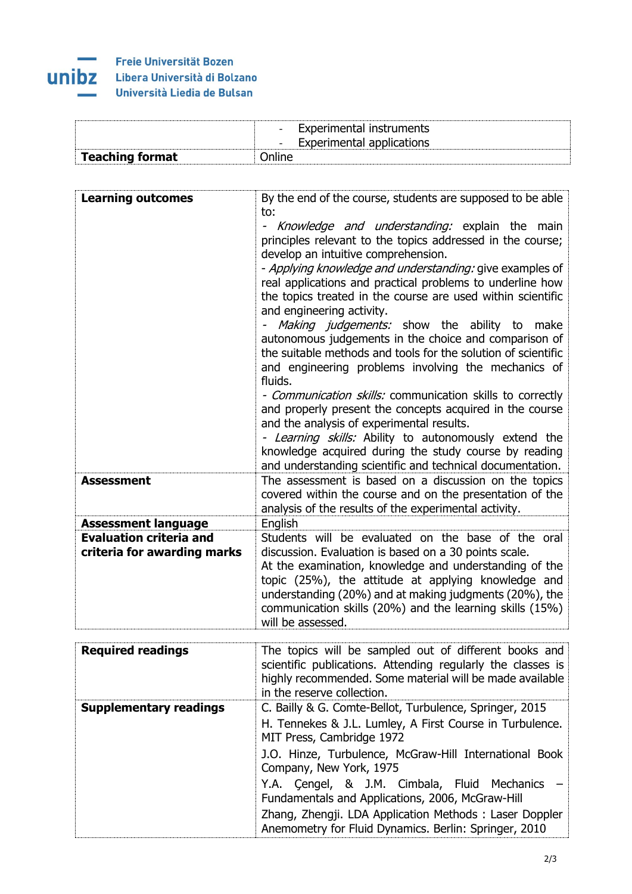| | |
|---|---|
| | - Experimental instruments<br>- Experimental applications |
| **Teaching format** | Online |

| | |
|---|---|
| **Learning outcomes** | By the end of the course, students are supposed to be able to:<br>- *Knowledge and understanding:* explain the main principles relevant to the topics addressed in the course; develop an intuitive comprehension.<br>- *Applying knowledge and understanding:* give examples of real applications and practical problems to underline how the topics treated in the course are used within scientific and engineering activity.<br>- *Making judgements:* show the ability to make autonomous judgements in the choice and comparison of the suitable methods and tools for the solution of scientific and engineering problems involving the mechanics of fluids.<br>- *Communication skills:* communication skills to correctly and properly present the concepts acquired in the course and the analysis of experimental results.<br>- *Learning skills:* Ability to autonomously extend the knowledge acquired during the study course by reading and understanding scientific and technical documentation. |
| **Assessment** | The assessment is based on a discussion on the topics covered within the course and on the presentation of the analysis of the results of the experimental activity. |
| **Assessment language** | English |
| **Evaluation criteria and criteria for awarding marks** | Students will be evaluated on the base of the oral discussion. Evaluation is based on a 30 points scale.<br>At the examination, knowledge and understanding of the topic (25%), the attitude at applying knowledge and understanding (20%) and at making judgments (20%), the communication skills (20%) and the learning skills (15%) will be assessed. |

| | |
|---|---|
| **Required readings** | The topics will be sampled out of different books and scientific publications. Attending regularly the classes is highly recommended. Some material will be made available in the reserve collection. |
| **Supplementary readings** | C. Bailly & G. Comte-Bellot, Turbulence, Springer, 2015<br>H. Tennekes & J.L. Lumley, A First Course in Turbulence. MIT Press, Cambridge 1972<br>J.O. Hinze, Turbulence, McGraw-Hill International Book Company, New York, 1975<br>Y.A. Çengel, & J.M. Cimbala, Fluid Mechanics – Fundamentals and Applications, 2006, McGraw-Hill<br>Zhang, Zhengji. LDA Application Methods : Laser Doppler Anemometry for Fluid Dynamics. Berlin: Springer, 2010 |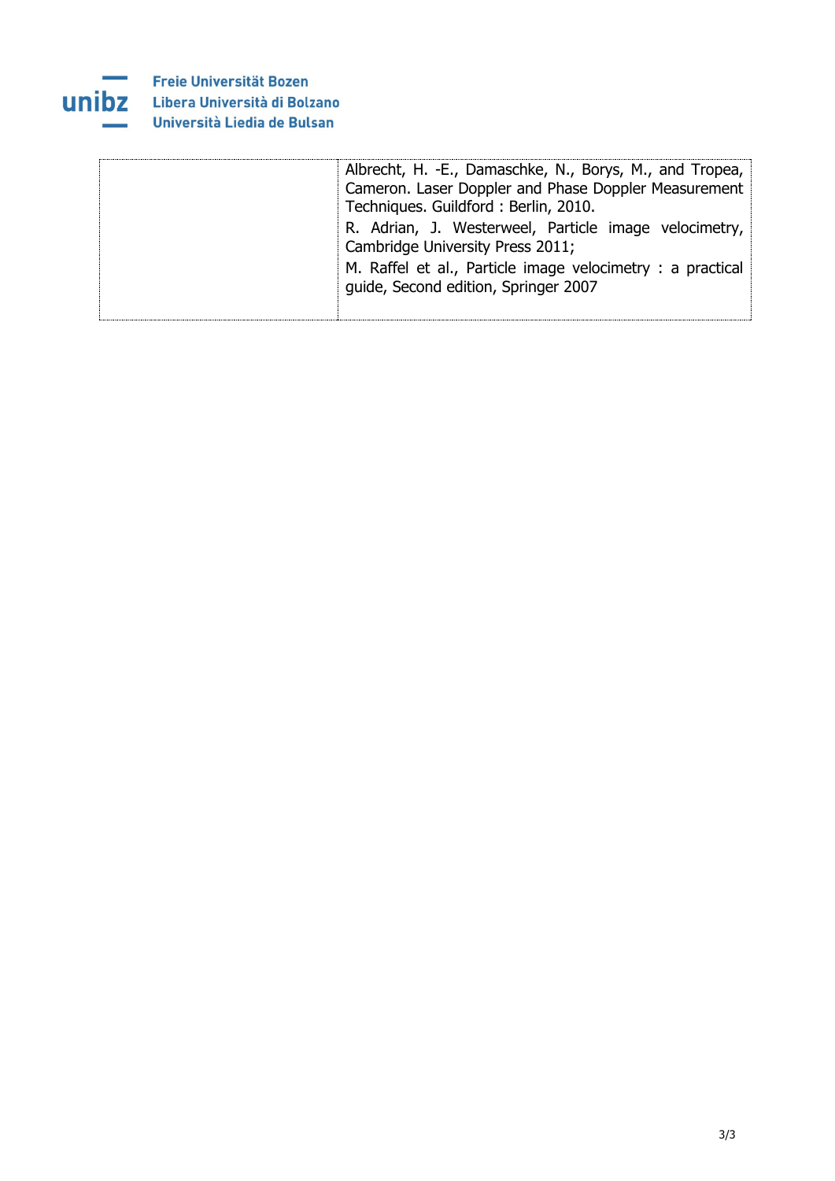| | |
|---|---|
| | Albrecht, H. -E., Damaschke, N., Borys, M., and Tropea, Cameron. Laser Doppler and Phase Doppler Measurement Techniques. Guildford : Berlin, 2010.<br>R. Adrian, J. Westerweel, Particle image velocimetry, Cambridge University Press 2011;<br>M. Raffel et al., Particle image velocimetry : a practical guide, Second edition, Springer 2007 |